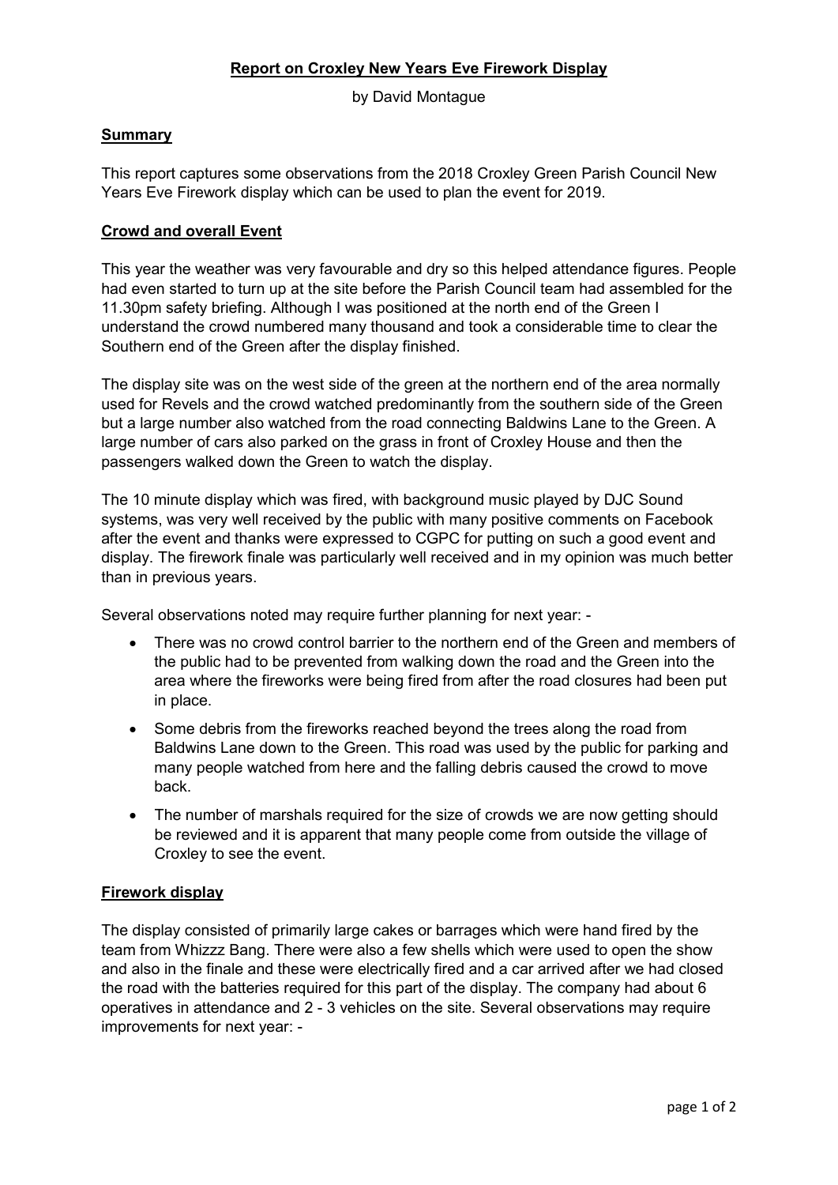# Report on Croxley New Years Eve Firework Display

by David Montague

## Summary

This report captures some observations from the 2018 Croxley Green Parish Council New Years Eve Firework display which can be used to plan the event for 2019.

## Crowd and overall Event

This year the weather was very favourable and dry so this helped attendance figures. People had even started to turn up at the site before the Parish Council team had assembled for the 11.30pm safety briefing. Although I was positioned at the north end of the Green I understand the crowd numbered many thousand and took a considerable time to clear the Southern end of the Green after the display finished.

The display site was on the west side of the green at the northern end of the area normally used for Revels and the crowd watched predominantly from the southern side of the Green but a large number also watched from the road connecting Baldwins Lane to the Green. A large number of cars also parked on the grass in front of Croxley House and then the passengers walked down the Green to watch the display.

The 10 minute display which was fired, with background music played by DJC Sound systems, was very well received by the public with many positive comments on Facebook after the event and thanks were expressed to CGPC for putting on such a good event and display. The firework finale was particularly well received and in my opinion was much better than in previous years.

Several observations noted may require further planning for next year: -

- There was no crowd control barrier to the northern end of the Green and members of the public had to be prevented from walking down the road and the Green into the area where the fireworks were being fired from after the road closures had been put in place.
- Some debris from the fireworks reached beyond the trees along the road from Baldwins Lane down to the Green. This road was used by the public for parking and many people watched from here and the falling debris caused the crowd to move back.
- The number of marshals required for the size of crowds we are now getting should be reviewed and it is apparent that many people come from outside the village of Croxley to see the event.

## Firework display

The display consisted of primarily large cakes or barrages which were hand fired by the team from Whizzz Bang. There were also a few shells which were used to open the show and also in the finale and these were electrically fired and a car arrived after we had closed the road with the batteries required for this part of the display. The company had about 6 operatives in attendance and 2 - 3 vehicles on the site. Several observations may require improvements for next year: -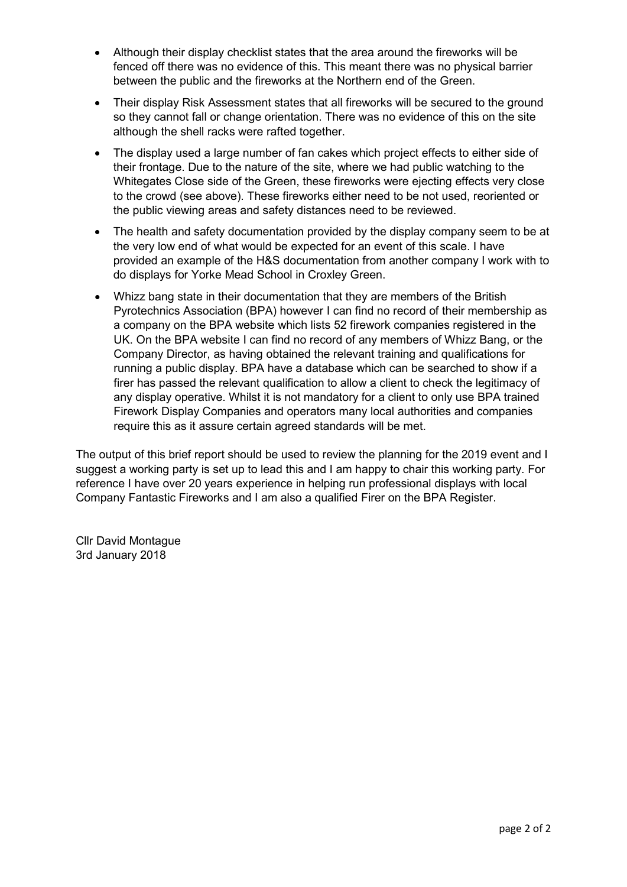- Although their display checklist states that the area around the fireworks will be fenced off there was no evidence of this. This meant there was no physical barrier between the public and the fireworks at the Northern end of the Green.
- Their display Risk Assessment states that all fireworks will be secured to the ground so they cannot fall or change orientation. There was no evidence of this on the site although the shell racks were rafted together.
- The display used a large number of fan cakes which project effects to either side of their frontage. Due to the nature of the site, where we had public watching to the Whitegates Close side of the Green, these fireworks were ejecting effects very close to the crowd (see above). These fireworks either need to be not used, reoriented or the public viewing areas and safety distances need to be reviewed.
- The health and safety documentation provided by the display company seem to be at the very low end of what would be expected for an event of this scale. I have provided an example of the H&S documentation from another company I work with to do displays for Yorke Mead School in Croxley Green.
- Whizz bang state in their documentation that they are members of the British Pyrotechnics Association (BPA) however I can find no record of their membership as a company on the BPA website which lists 52 firework companies registered in the UK. On the BPA website I can find no record of any members of Whizz Bang, or the Company Director, as having obtained the relevant training and qualifications for running a public display. BPA have a database which can be searched to show if a firer has passed the relevant qualification to allow a client to check the legitimacy of any display operative. Whilst it is not mandatory for a client to only use BPA trained Firework Display Companies and operators many local authorities and companies require this as it assure certain agreed standards will be met.

The output of this brief report should be used to review the planning for the 2019 event and I suggest a working party is set up to lead this and I am happy to chair this working party. For reference I have over 20 years experience in helping run professional displays with local Company Fantastic Fireworks and I am also a qualified Firer on the BPA Register.

Cllr David Montague
3rd January 2018